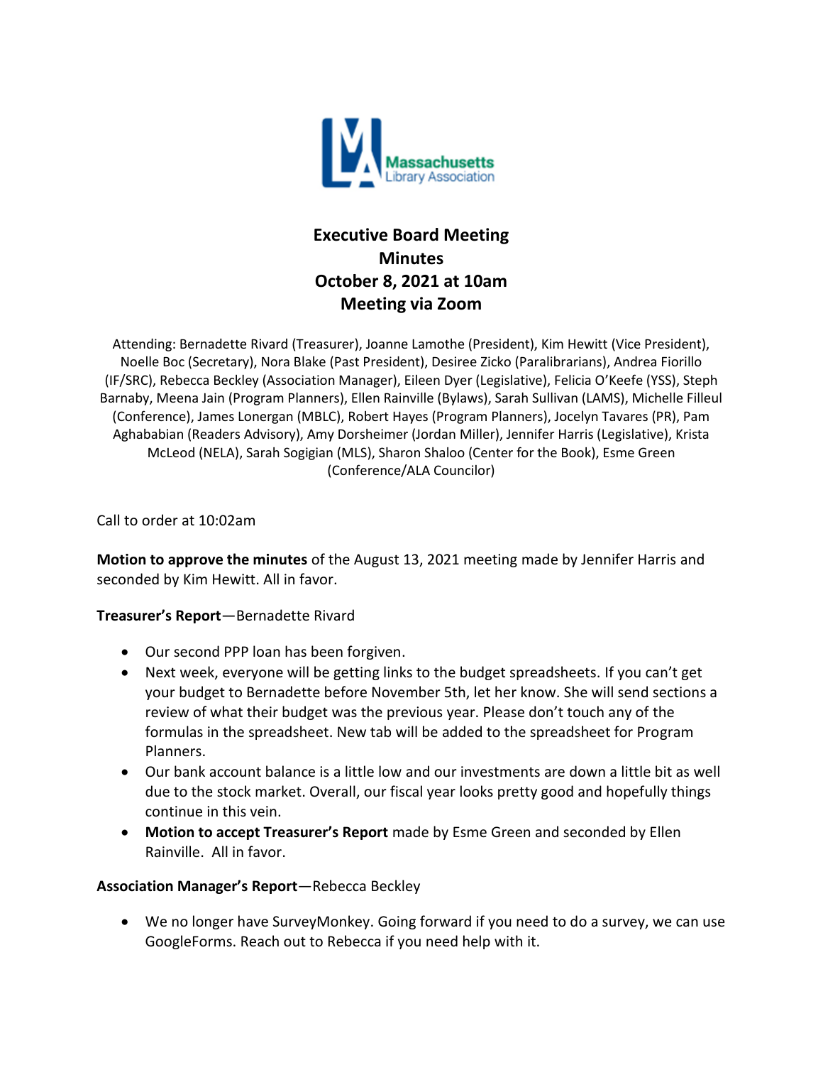# Executive Board Meeting
## Minutes
## October 8, 2021 at 10am
## Meeting via Zoom

Attending: Bernadette Rivard (Treasurer), Joanne Lamothe (President), Kim Hewitt (Vice President), Noelle Boc (Secretary), Nora Blake (Past President), Desiree Zicko (Paralibrarians), Andrea Fiorillo (IF/SRC), Rebecca Beckley (Association Manager), Eileen Dyer (Legislative), Felicia O'Keefe (YSS), Steph Barnaby, Meena Jain (Program Planners), Ellen Rainville (Bylaws), Sarah Sullivan (LAMS), Michelle Filleul (Conference), James Lonergan (MBLC), Robert Hayes (Program Planners), Jocelyn Tavares (PR), Pam Aghababian (Readers Advisory), Amy Dorsheimer (Jordan Miller), Jennifer Harris (Legislative), Krista McLeod (NELA), Sarah Sogigian (MLS), Sharon Shaloo (Center for the Book), Esme Green (Conference/ALA Councilor)

Call to order at 10:02am

**Motion to approve the minutes** of the August 13, 2021 meeting made by Jennifer Harris and seconded by Kim Hewitt. All in favor.

**Treasurer's Report**—Bernadette Rivard

- Our second PPP loan has been forgiven.
- Next week, everyone will be getting links to the budget spreadsheets. If you can't get your budget to Bernadette before November 5th, let her know. She will send sections a review of what their budget was the previous year. Please don't touch any of the formulas in the spreadsheet. New tab will be added to the spreadsheet for Program Planners.
- Our bank account balance is a little low and our investments are down a little bit as well due to the stock market. Overall, our fiscal year looks pretty good and hopefully things continue in this vein.
- **Motion to accept Treasurer's Report** made by Esme Green and seconded by Ellen Rainville. All in favor.

**Association Manager's Report**—Rebecca Beckley

- We no longer have SurveyMonkey. Going forward if you need to do a survey, we can use GoogleForms. Reach out to Rebecca if you need help with it.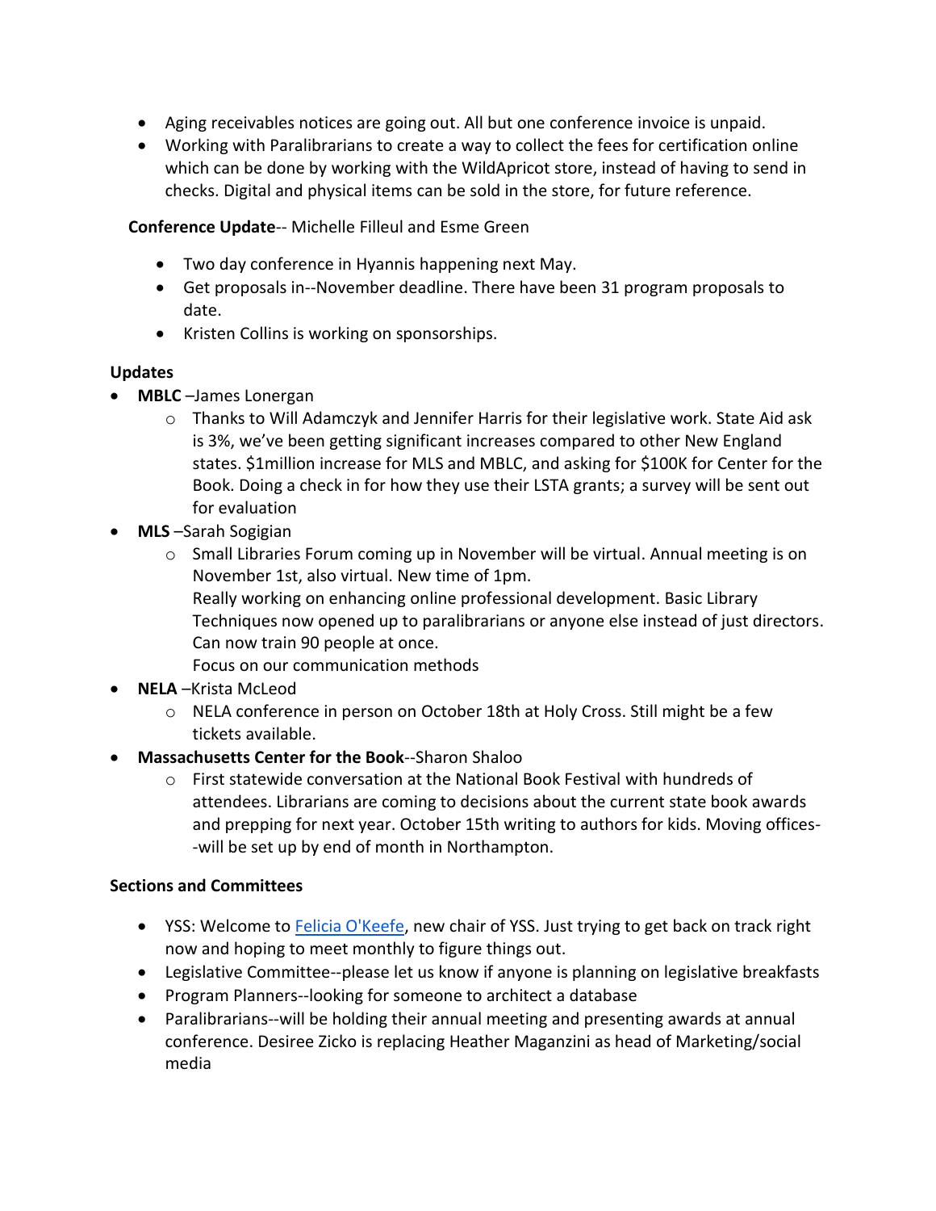- Aging receivables notices are going out. All but one conference invoice is unpaid.
- Working with Paralibrarians to create a way to collect the fees for certification online which can be done by working with the WildApricot store, instead of having to send in checks. Digital and physical items can be sold in the store, for future reference.

**Conference Update**-- Michelle Filleul and Esme Green

- Two day conference in Hyannis happening next May.
- Get proposals in--November deadline. There have been 31 program proposals to date.
- Kristen Collins is working on sponsorships.

**Updates**

- **MBLC** –James Lonergan
  - Thanks to Will Adamczyk and Jennifer Harris for their legislative work. State Aid ask is 3%, we've been getting significant increases compared to other New England states. $1million increase for MLS and MBLC, and asking for $100K for Center for the Book. Doing a check in for how they use their LSTA grants; a survey will be sent out for evaluation
- **MLS** –Sarah Sogigian
  - Small Libraries Forum coming up in November will be virtual. Annual meeting is on November 1st, also virtual. New time of 1pm.
    Really working on enhancing online professional development. Basic Library Techniques now opened up to paralibrarians or anyone else instead of just directors. Can now train 90 people at once.
    Focus on our communication methods
- **NELA** –Krista McLeod
  - NELA conference in person on October 18th at Holy Cross. Still might be a few tickets available.
- **Massachusetts Center for the Book**--Sharon Shaloo
  - First statewide conversation at the National Book Festival with hundreds of attendees. Librarians are coming to decisions about the current state book awards and prepping for next year. October 15th writing to authors for kids. Moving offices--will be set up by end of month in Northampton.

**Sections and Committees**

- YSS: Welcome to Felicia O'Keefe, new chair of YSS. Just trying to get back on track right now and hoping to meet monthly to figure things out.
- Legislative Committee--please let us know if anyone is planning on legislative breakfasts
- Program Planners--looking for someone to architect a database
- Paralibrarians--will be holding their annual meeting and presenting awards at annual conference. Desiree Zicko is replacing Heather Maganzini as head of Marketing/social media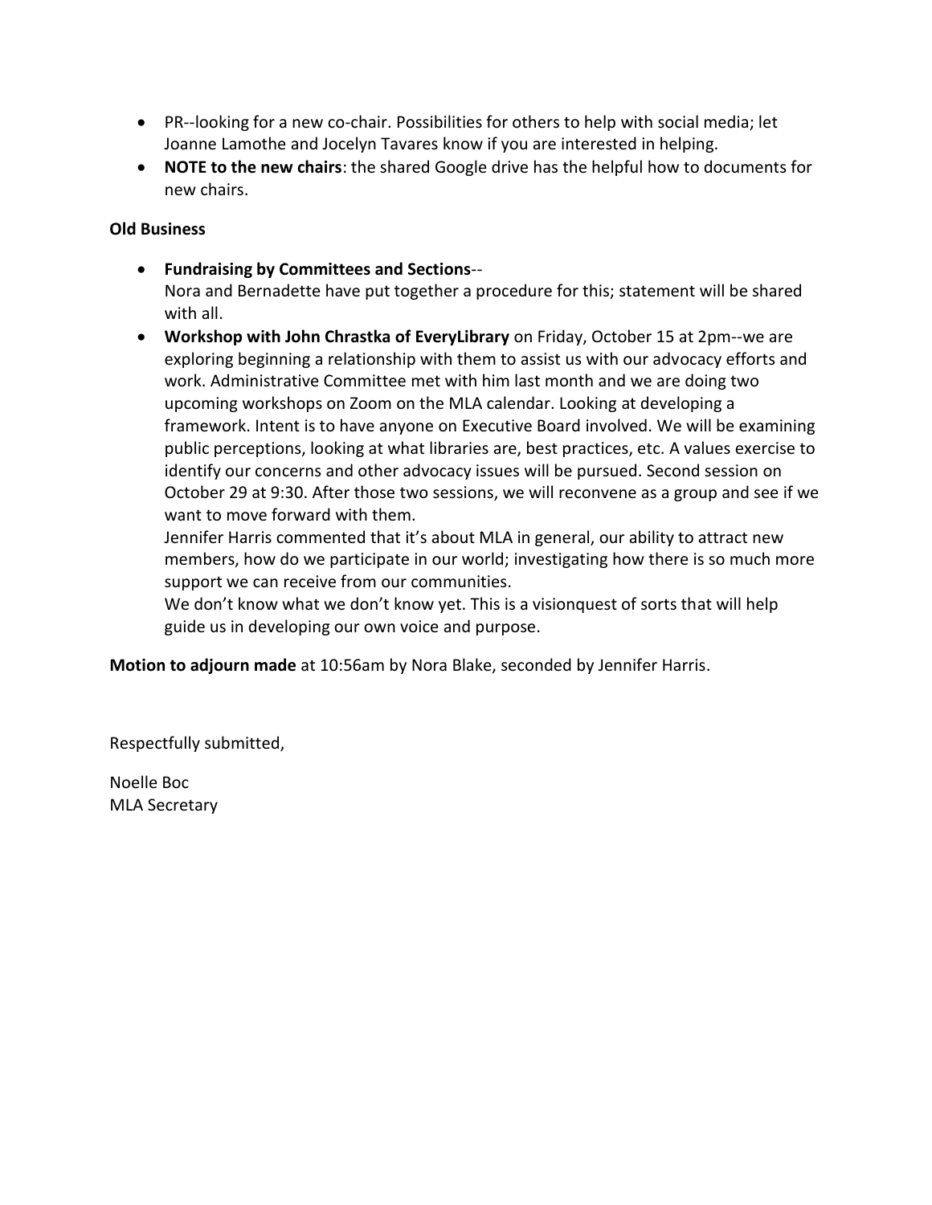- PR--looking for a new co-chair. Possibilities for others to help with social media; let Joanne Lamothe and Jocelyn Tavares know if you are interested in helping.
- **NOTE to the new chairs**: the shared Google drive has the helpful how to documents for new chairs.

**Old Business**

- **Fundraising by Committees and Sections**--
  Nora and Bernadette have put together a procedure for this; statement will be shared with all.
- **Workshop with John Chrastka of EveryLibrary** on Friday, October 15 at 2pm--we are exploring beginning a relationship with them to assist us with our advocacy efforts and work. Administrative Committee met with him last month and we are doing two upcoming workshops on Zoom on the MLA calendar. Looking at developing a framework. Intent is to have anyone on Executive Board involved. We will be examining public perceptions, looking at what libraries are, best practices, etc. A values exercise to identify our concerns and other advocacy issues will be pursued. Second session on October 29 at 9:30. After those two sessions, we will reconvene as a group and see if we want to move forward with them.
  Jennifer Harris commented that it's about MLA in general, our ability to attract new members, how do we participate in our world; investigating how there is so much more support we can receive from our communities.
  We don't know what we don't know yet. This is a visionquest of sorts that will help guide us in developing our own voice and purpose.

**Motion to adjourn made** at 10:56am by Nora Blake, seconded by Jennifer Harris.

Respectfully submitted,

Noelle Boc
MLA Secretary